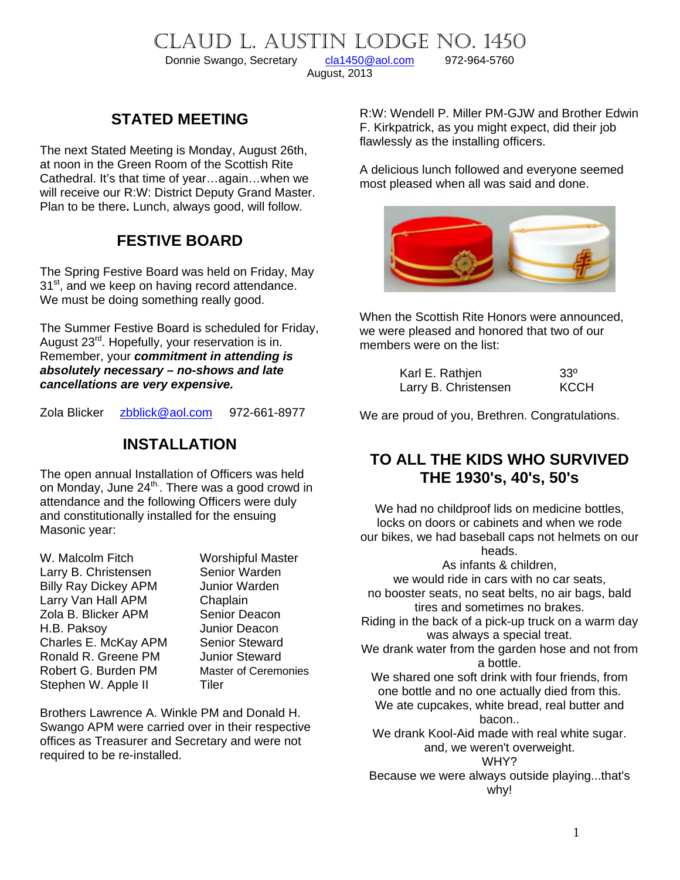# Claud L. Austin Lodge No. 1450

Donnie Swango, Secretary cla1450@aol.com 972-964-5760

August, 2013

## STATED MEETING

The next Stated Meeting is Monday, August 26th, at noon in the Green Room of the Scottish Rite Cathedral. It's that time of year…again…when we will receive our R:W: District Deputy Grand Master. Plan to be there**.** Lunch, always good, will follow.

## FESTIVE BOARD

The Spring Festive Board was held on Friday, May 31st, and we keep on having record attendance. We must be doing something really good.

The Summer Festive Board is scheduled for Friday, August 23rd. Hopefully, your reservation is in. Remember, your ***commitment in attending is absolutely necessary – no-shows and late cancellations are very expensive.***

Zola Blicker zbblick@aol.com 972-661-8977

## INSTALLATION

The open annual Installation of Officers was held on Monday, June 24th. There was a good crowd in attendance and the following Officers were duly and constitutionally installed for the ensuing Masonic year:

| | |
|---|---|
| W. Malcolm Fitch | Worshipful Master |
| Larry B. Christensen | Senior Warden |
| Billy Ray Dickey APM | Junior Warden |
| Larry Van Hall APM | Chaplain |
| Zola B. Blicker APM | Senior Deacon |
| H.B. Paksoy | Junior Deacon |
| Charles E. McKay APM | Senior Steward |
| Ronald R. Greene PM | Junior Steward |
| Robert G. Burden PM | Master of Ceremonies |
| Stephen W. Apple II | Tiler |

Brothers Lawrence A. Winkle PM and Donald H. Swango APM were carried over in their respective offices as Treasurer and Secretary and were not required to be re-installed.

R:W: Wendell P. Miller PM-GJW and Brother Edwin F. Kirkpatrick, as you might expect, did their job flawlessly as the installing officers.

A delicious lunch followed and everyone seemed most pleased when all was said and done.

When the Scottish Rite Honors were announced, we were pleased and honored that two of our members were on the list:

| | |
|---|---|
| Karl E. Rathjen | 33º |
| Larry B. Christensen | KCCH |

We are proud of you, Brethren. Congratulations.

## TO ALL THE KIDS WHO SURVIVED THE 1930's, 40's, 50's

We had no childproof lids on medicine bottles, locks on doors or cabinets and when we rode our bikes, we had baseball caps not helmets on our heads.
As infants & children,
we would ride in cars with no car seats,
no booster seats, no seat belts, no air bags, bald tires and sometimes no brakes.
Riding in the back of a pick-up truck on a warm day was always a special treat.
We drank water from the garden hose and not from a bottle.
We shared one soft drink with four friends, from one bottle and no one actually died from this.
We ate cupcakes, white bread, real butter and bacon..
We drank Kool-Aid made with real white sugar.
and, we weren't overweight.
WHY?
Because we were always outside playing...that's why!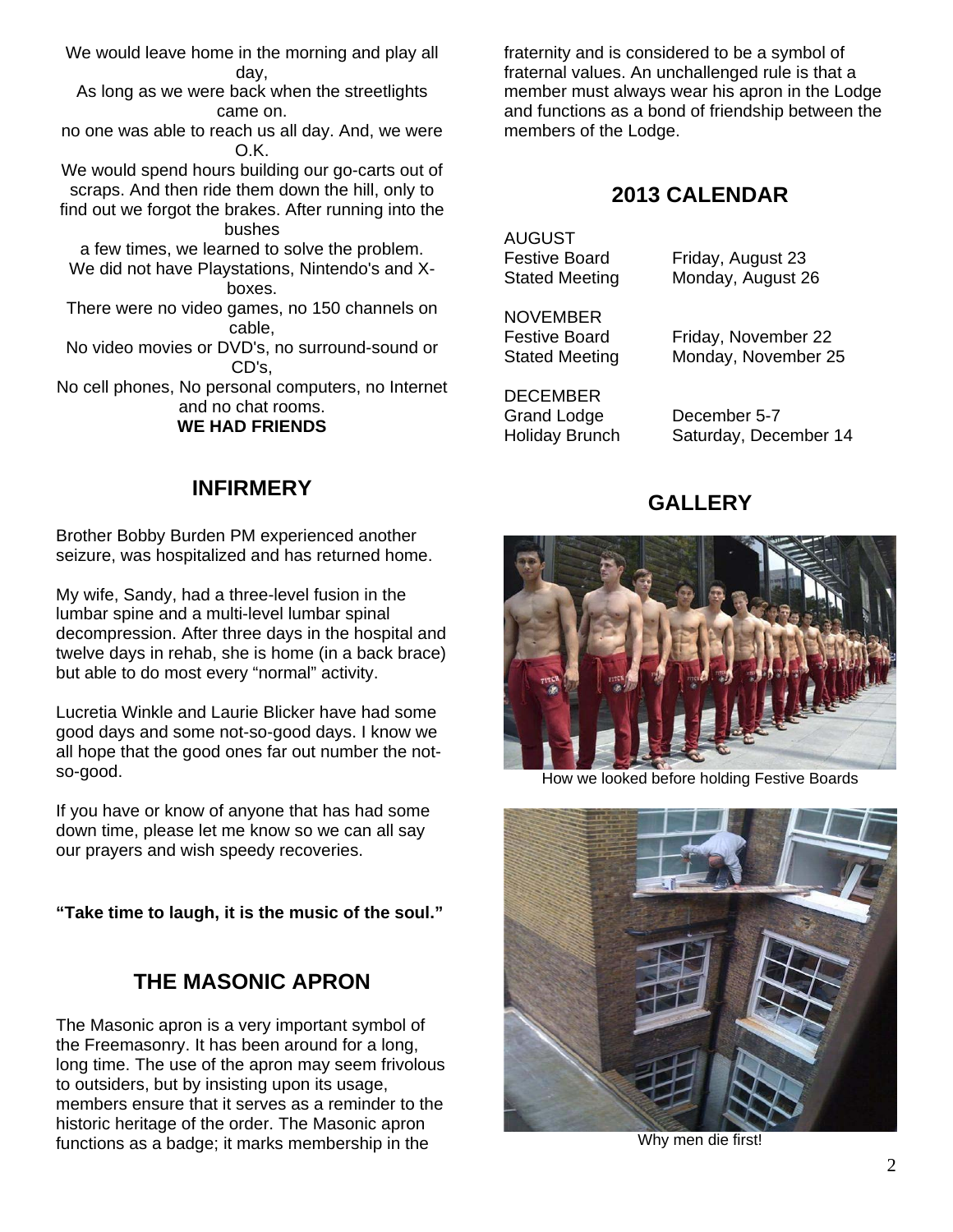We would leave home in the morning and play all day,
As long as we were back when the streetlights came on.
no one was able to reach us all day. And, we were O.K.
We would spend hours building our go-carts out of scraps. And then ride them down the hill, only to find out we forgot the brakes. After running into the bushes
a few times, we learned to solve the problem.
We did not have Playstations, Nintendo's and X-boxes.
There were no video games, no 150 channels on cable,
No video movies or DVD's, no surround-sound or CD's,
No cell phones, No personal computers, no Internet and no chat rooms.
**WE HAD FRIENDS**

## INFIRMERY

Brother Bobby Burden PM experienced another seizure, was hospitalized and has returned home.

My wife, Sandy, had a three-level fusion in the lumbar spine and a multi-level lumbar spinal decompression. After three days in the hospital and twelve days in rehab, she is home (in a back brace) but able to do most every "normal" activity.

Lucretia Winkle and Laurie Blicker have had some good days and some not-so-good days. I know we all hope that the good ones far out number the not-so-good.

If you have or know of anyone that has had some down time, please let me know so we can all say our prayers and wish speedy recoveries.

**"Take time to laugh, it is the music of the soul."**

## THE MASONIC APRON

The Masonic apron is a very important symbol of the Freemasonry. It has been around for a long, long time. The use of the apron may seem frivolous to outsiders, but by insisting upon its usage, members ensure that it serves as a reminder to the historic heritage of the order. The Masonic apron functions as a badge; it marks membership in the fraternity and is considered to be a symbol of fraternal values. An unchallenged rule is that a member must always wear his apron in the Lodge and functions as a bond of friendship between the members of the Lodge.

## 2013 CALENDAR

AUGUST

| | |
|---|---|
| Festive Board | Friday, August 23 |
| Stated Meeting | Monday, August 26 |

NOVEMBER

| | |
|---|---|
| Festive Board | Friday, November 22 |
| Stated Meeting | Monday, November 25 |

DECEMBER

| | |
|---|---|
| Grand Lodge | December 5-7 |
| Holiday Brunch | Saturday, December 14 |

## GALLERY

How we looked before holding Festive Boards

Why men die first!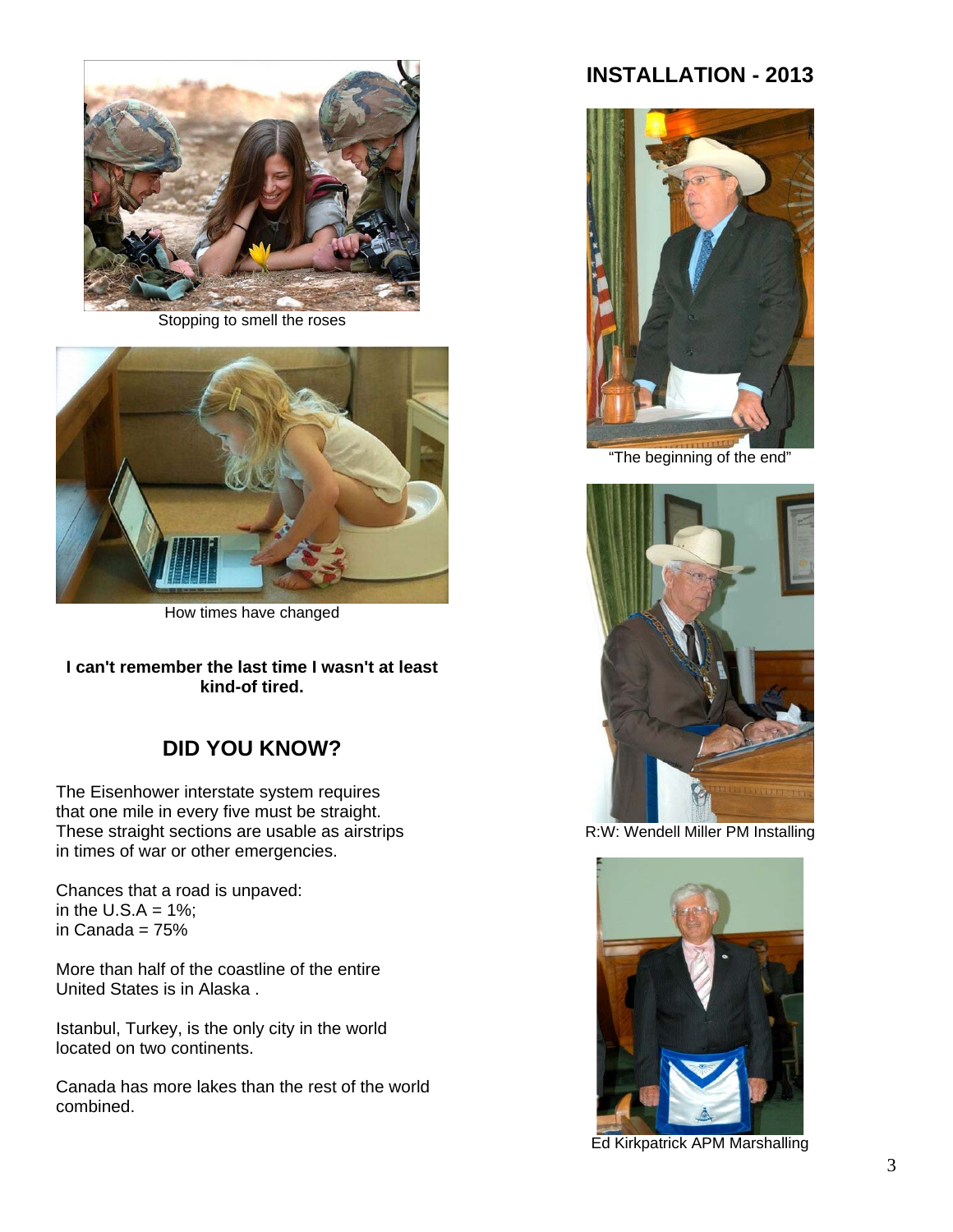Stopping to smell the roses

How times have changed

**I can't remember the last time I wasn't at least kind-of tired.**

## DID YOU KNOW?

The Eisenhower interstate system requires that one mile in every five must be straight. These straight sections are usable as airstrips in times of war or other emergencies.

Chances that a road is unpaved:
in the U.S.A = 1%;
in Canada = 75%

More than half of the coastline of the entire United States is in Alaska .

Istanbul, Turkey, is the only city in the world located on two continents.

Canada has more lakes than the rest of the world combined.

## INSTALLATION - 2013

"The beginning of the end"

R:W: Wendell Miller PM Installing

Ed Kirkpatrick APM Marshalling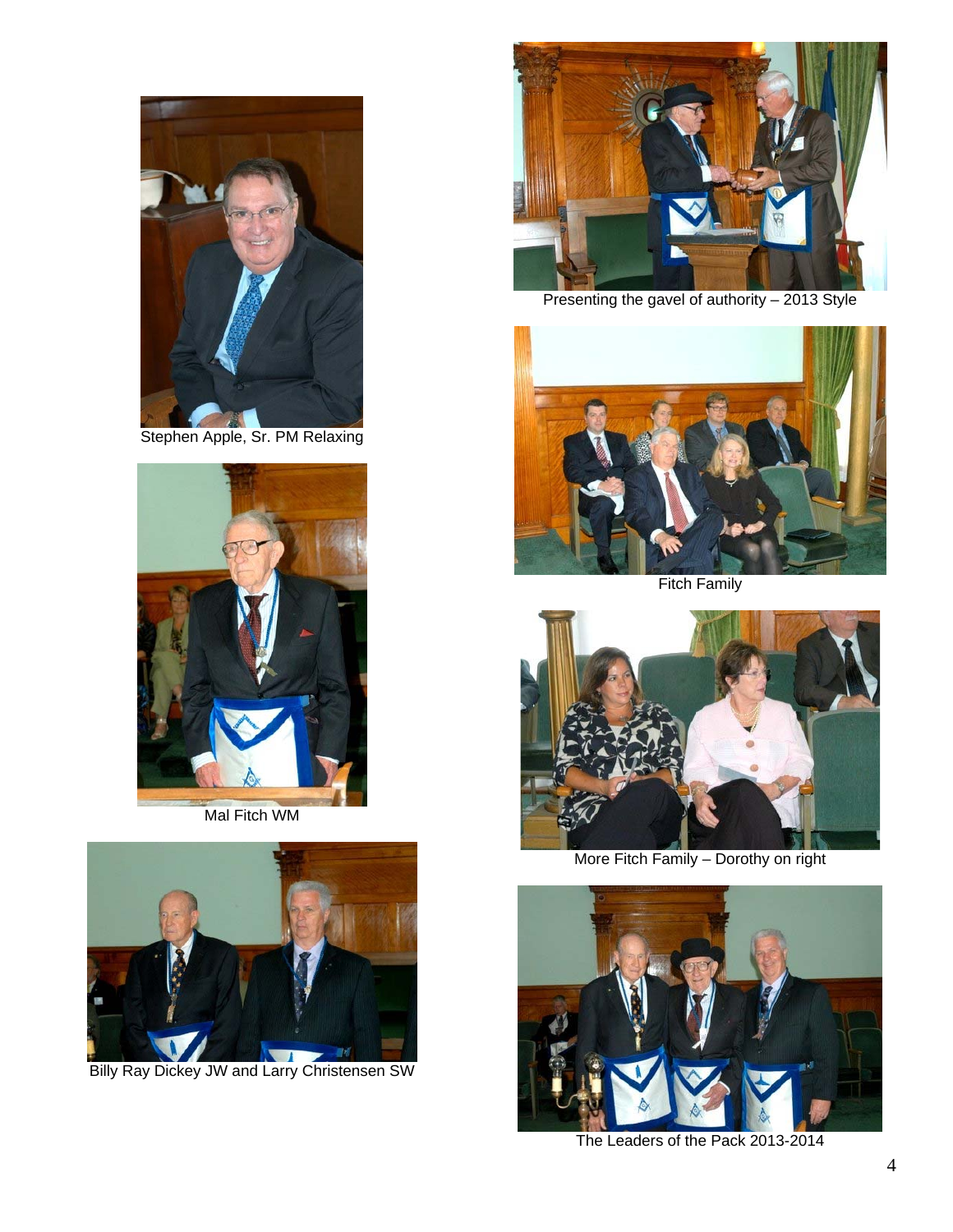Stephen Apple, Sr. PM Relaxing

Mal Fitch WM

Billy Ray Dickey JW and Larry Christensen SW

Presenting the gavel of authority – 2013 Style

Fitch Family

More Fitch Family – Dorothy on right

The Leaders of the Pack 2013-2014